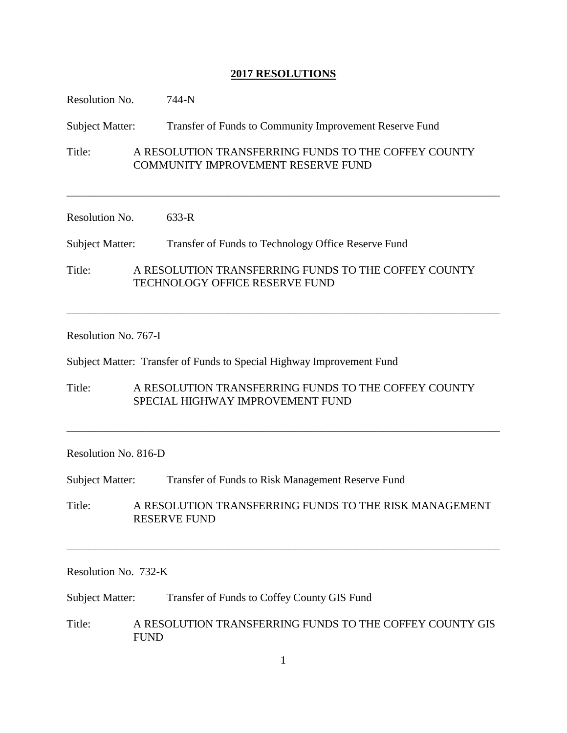# **2017 RESOLUTIONS**

Resolution No. 744-N

Subject Matter: Transfer of Funds to Community Improvement Reserve Fund

Title: A RESOLUTION TRANSFERRING FUNDS TO THE COFFEY COUNTY COMMUNITY IMPROVEMENT RESERVE FUND

---

Resolution No. 633-R

Subject Matter: Transfer of Funds to Technology Office Reserve Fund

Title: A RESOLUTION TRANSFERRING FUNDS TO THE COFFEY COUNTY TECHNOLOGY OFFICE RESERVE FUND

---

Resolution No. 767-I

Subject Matter: Transfer of Funds to Special Highway Improvement Fund

Title: A RESOLUTION TRANSFERRING FUNDS TO THE COFFEY COUNTY SPECIAL HIGHWAY IMPROVEMENT FUND

---

Resolution No. 816-D

Subject Matter: Transfer of Funds to Risk Management Reserve Fund

Title: A RESOLUTION TRANSFERRING FUNDS TO THE RISK MANAGEMENT RESERVE FUND

---

Resolution No. 732-K

Subject Matter: Transfer of Funds to Coffey County GIS Fund

Title: A RESOLUTION TRANSFERRING FUNDS TO THE COFFEY COUNTY GIS FUND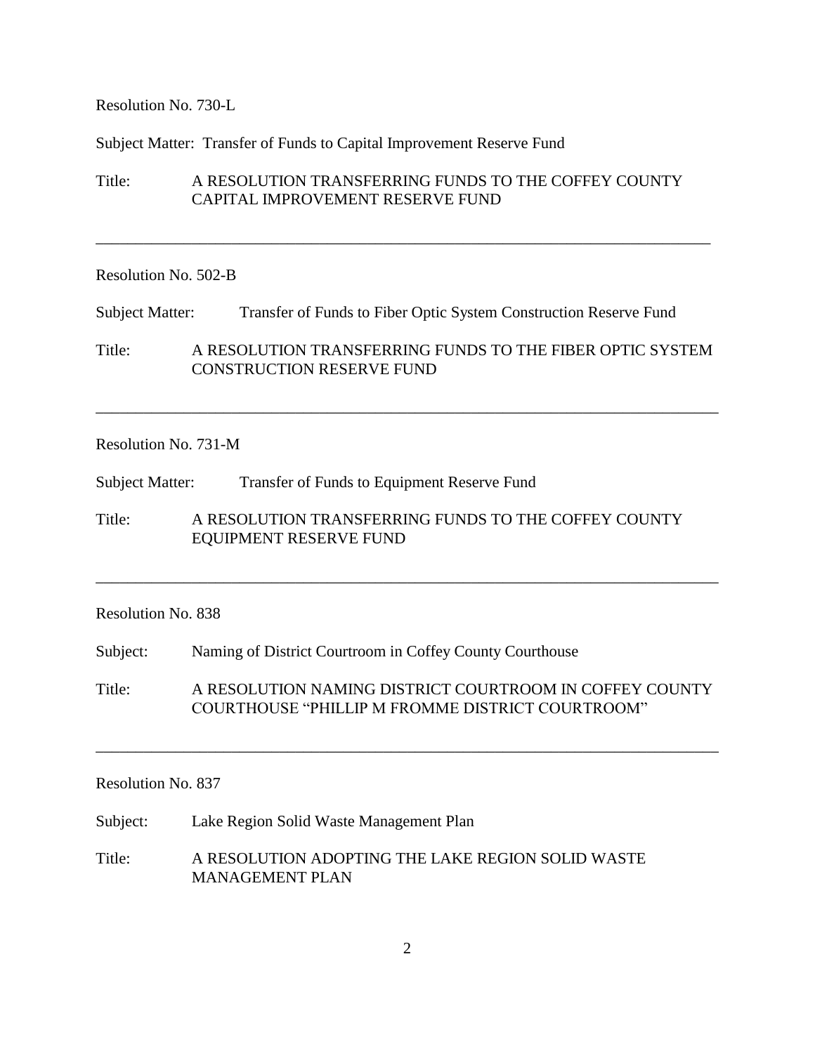Resolution No. 730-L

Subject Matter: Transfer of Funds to Capital Improvement Reserve Fund

Title: A RESOLUTION TRANSFERRING FUNDS TO THE COFFEY COUNTY CAPITAL IMPROVEMENT RESERVE FUND

---

Resolution No. 502-B

Subject Matter: Transfer of Funds to Fiber Optic System Construction Reserve Fund

Title: A RESOLUTION TRANSFERRING FUNDS TO THE FIBER OPTIC SYSTEM CONSTRUCTION RESERVE FUND

---

Resolution No. 731-M

Subject Matter: Transfer of Funds to Equipment Reserve Fund

Title: A RESOLUTION TRANSFERRING FUNDS TO THE COFFEY COUNTY EQUIPMENT RESERVE FUND

---

Resolution No. 838

Subject: Naming of District Courtroom in Coffey County Courthouse

Title: A RESOLUTION NAMING DISTRICT COURTROOM IN COFFEY COUNTY COURTHOUSE "PHILLIP M FROMME DISTRICT COURTROOM"

---

Resolution No. 837

Subject: Lake Region Solid Waste Management Plan

Title: A RESOLUTION ADOPTING THE LAKE REGION SOLID WASTE MANAGEMENT PLAN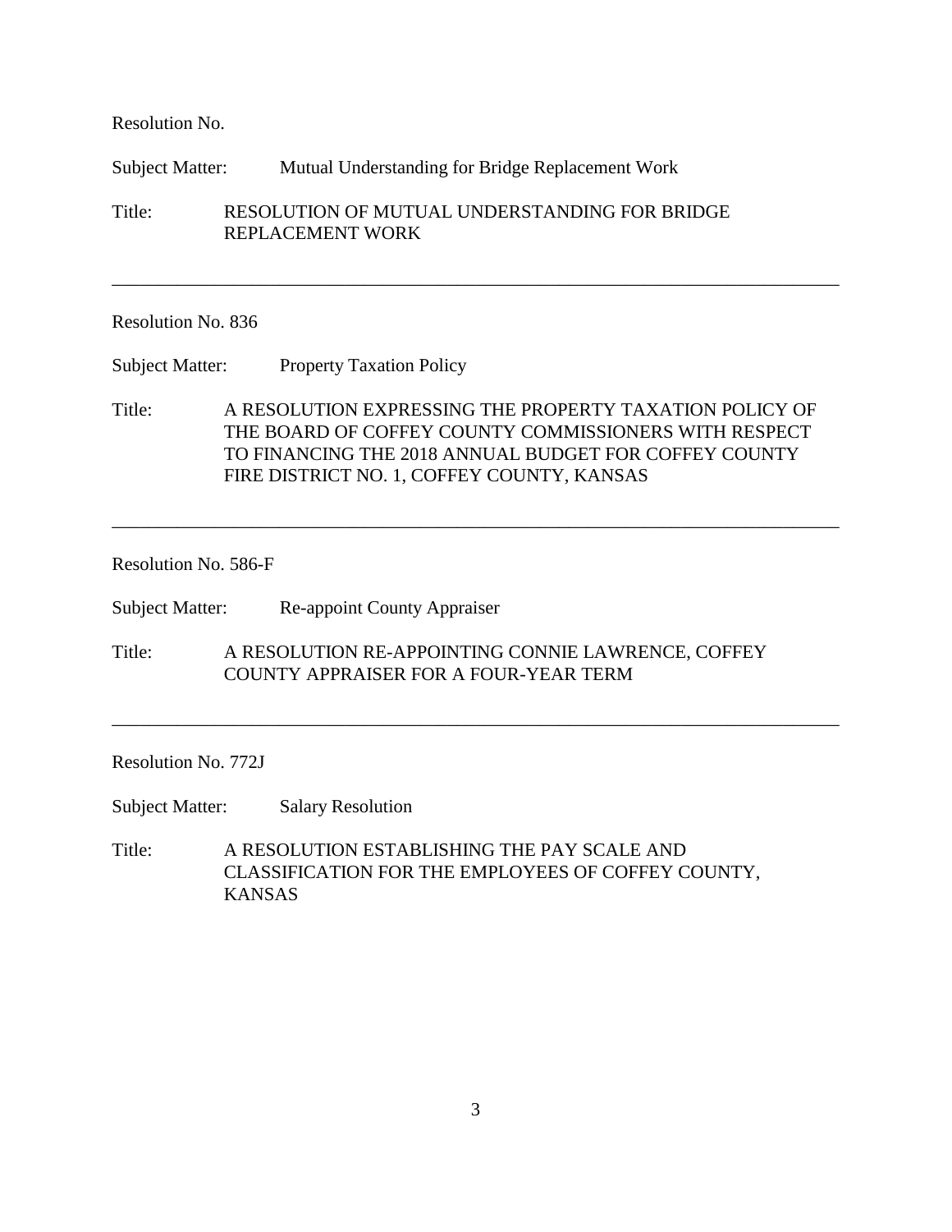Resolution No.

Subject Matter: Mutual Understanding for Bridge Replacement Work

Title: RESOLUTION OF MUTUAL UNDERSTANDING FOR BRIDGE REPLACEMENT WORK

---

Resolution No. 836

Subject Matter: Property Taxation Policy

Title: A RESOLUTION EXPRESSING THE PROPERTY TAXATION POLICY OF THE BOARD OF COFFEY COUNTY COMMISSIONERS WITH RESPECT TO FINANCING THE 2018 ANNUAL BUDGET FOR COFFEY COUNTY FIRE DISTRICT NO. 1, COFFEY COUNTY, KANSAS

---

Resolution No. 586-F

Subject Matter: Re-appoint County Appraiser

Title: A RESOLUTION RE-APPOINTING CONNIE LAWRENCE, COFFEY COUNTY APPRAISER FOR A FOUR-YEAR TERM

---

Resolution No. 772J

Subject Matter: Salary Resolution

Title: A RESOLUTION ESTABLISHING THE PAY SCALE AND CLASSIFICATION FOR THE EMPLOYEES OF COFFEY COUNTY, KANSAS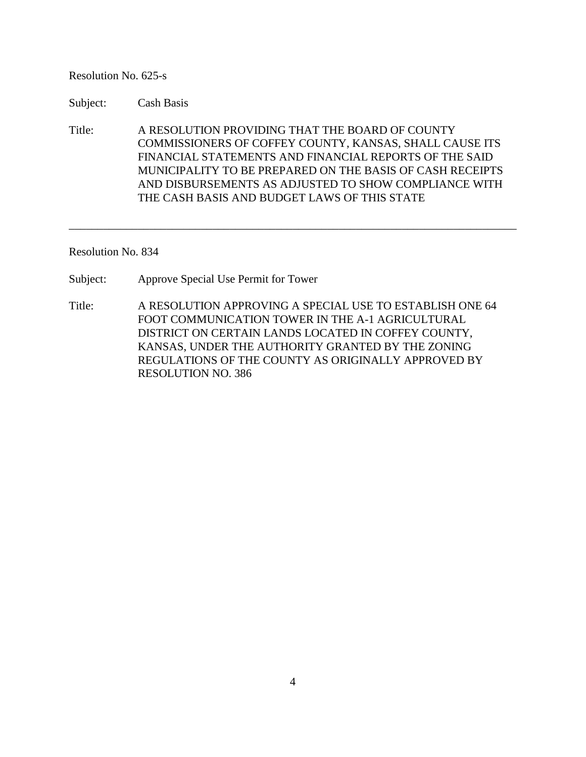Resolution No. 625-s

Subject: Cash Basis

Title: A RESOLUTION PROVIDING THAT THE BOARD OF COUNTY COMMISSIONERS OF COFFEY COUNTY, KANSAS, SHALL CAUSE ITS FINANCIAL STATEMENTS AND FINANCIAL REPORTS OF THE SAID MUNICIPALITY TO BE PREPARED ON THE BASIS OF CASH RECEIPTS AND DISBURSEMENTS AS ADJUSTED TO SHOW COMPLIANCE WITH THE CASH BASIS AND BUDGET LAWS OF THIS STATE

---

Resolution No. 834

Subject: Approve Special Use Permit for Tower

Title: A RESOLUTION APPROVING A SPECIAL USE TO ESTABLISH ONE 64 FOOT COMMUNICATION TOWER IN THE A-1 AGRICULTURAL DISTRICT ON CERTAIN LANDS LOCATED IN COFFEY COUNTY, KANSAS, UNDER THE AUTHORITY GRANTED BY THE ZONING REGULATIONS OF THE COUNTY AS ORIGINALLY APPROVED BY RESOLUTION NO. 386